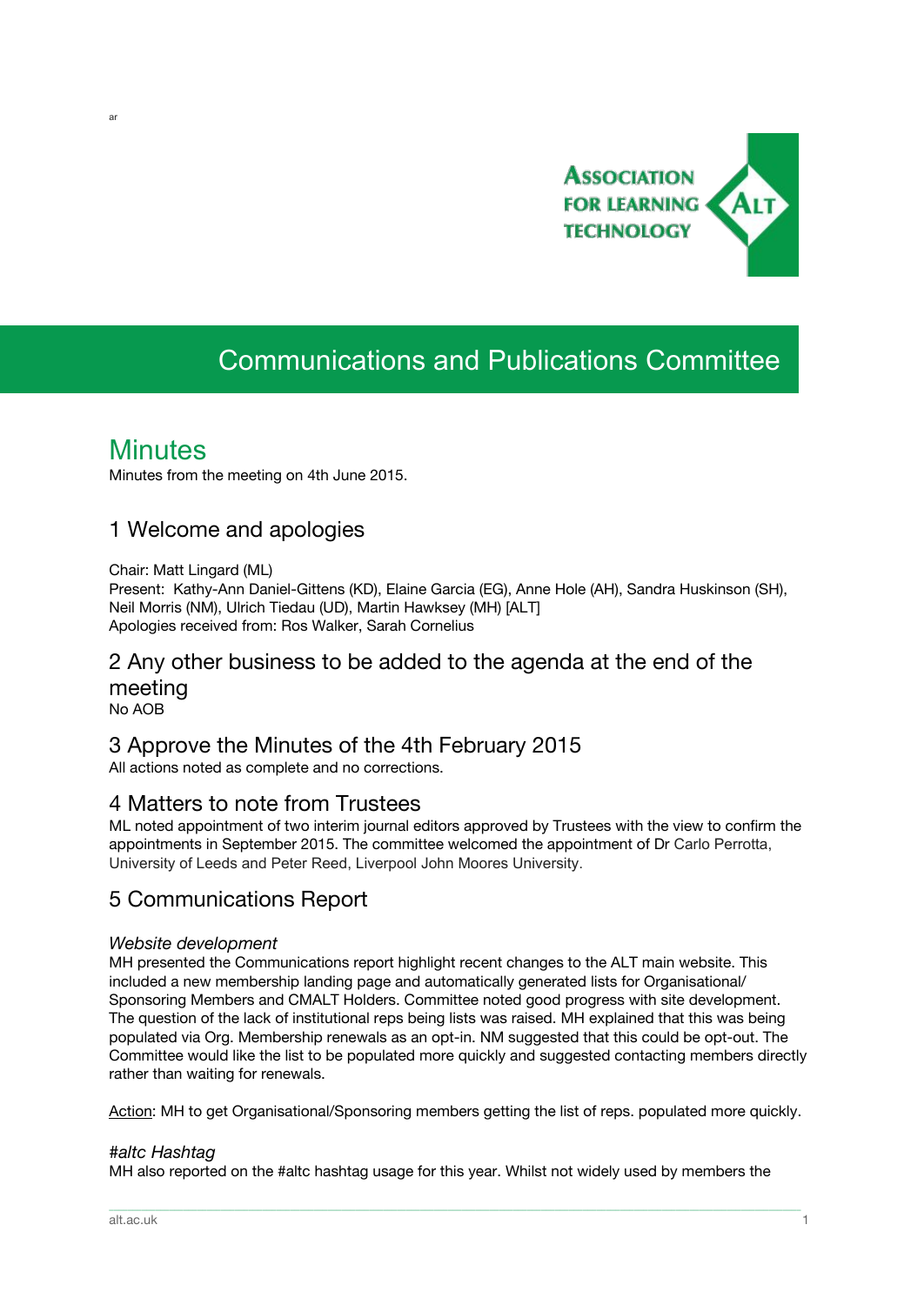ar

ASSOCIATION FOR LEARNING TECHNOLOGY

# Communications and Publications Committee

## Minutes

Minutes from the meeting on 4th June 2015.

## 1 Welcome and apologies

Chair: Matt Lingard (ML)
Present: Kathy-Ann Daniel-Gittens (KD), Elaine Garcia (EG), Anne Hole (AH), Sandra Huskinson (SH), Neil Morris (NM), Ulrich Tiedau (UD), Martin Hawksey (MH) [ALT]
Apologies received from: Ros Walker, Sarah Cornelius

## 2 Any other business to be added to the agenda at the end of the meeting

No AOB

## 3 Approve the Minutes of the 4th February 2015

All actions noted as complete and no corrections.

## 4 Matters to note from Trustees

ML noted appointment of two interim journal editors approved by Trustees with the view to confirm the appointments in September 2015. The committee welcomed the appointment of Dr Carlo Perrotta, University of Leeds and Peter Reed, Liverpool John Moores University.

## 5 Communications Report

### *Website development*

MH presented the Communications report highlight recent changes to the ALT main website. This included a new membership landing page and automatically generated lists for Organisational/ Sponsoring Members and CMALT Holders. Committee noted good progress with site development. The question of the lack of institutional reps being lists was raised. MH explained that this was being populated via Org. Membership renewals as an opt-in. NM suggested that this could be opt-out. The Committee would like the list to be populated more quickly and suggested contacting members directly rather than waiting for renewals.

Action: MH to get Organisational/Sponsoring members getting the list of reps. populated more quickly.

### *#altc Hashtag*

MH also reported on the #altc hashtag usage for this year. Whilst not widely used by members the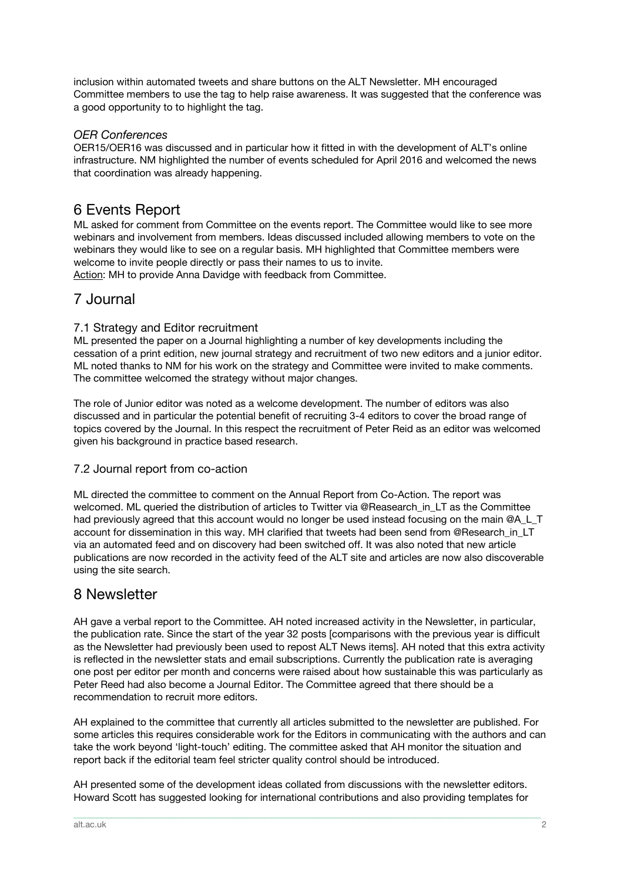inclusion within automated tweets and share buttons on the ALT Newsletter. MH encouraged Committee members to use the tag to help raise awareness. It was suggested that the conference was a good opportunity to to highlight the tag.

*OER Conferences*

OER15/OER16 was discussed and in particular how it fitted in with the development of ALT's online infrastructure. NM highlighted the number of events scheduled for April 2016 and welcomed the news that coordination was already happening.

# 6 Events Report

ML asked for comment from Committee on the events report. The Committee would like to see more webinars and involvement from members. Ideas discussed included allowing members to vote on the webinars they would like to see on a regular basis. MH highlighted that Committee members were welcome to invite people directly or pass their names to us to invite.

Action: MH to provide Anna Davidge with feedback from Committee.

# 7 Journal

## 7.1 Strategy and Editor recruitment

ML presented the paper on a Journal highlighting a number of key developments including the cessation of a print edition, new journal strategy and recruitment of two new editors and a junior editor. ML noted thanks to NM for his work on the strategy and Committee were invited to make comments. The committee welcomed the strategy without major changes.

The role of Junior editor was noted as a welcome development. The number of editors was also discussed and in particular the potential benefit of recruiting 3-4 editors to cover the broad range of topics covered by the Journal. In this respect the recruitment of Peter Reid as an editor was welcomed given his background in practice based research.

## 7.2 Journal report from co-action

ML directed the committee to comment on the Annual Report from Co-Action. The report was welcomed. ML queried the distribution of articles to Twitter via @Reasearch_in_LT as the Committee had previously agreed that this account would no longer be used instead focusing on the main @A_L_T account for dissemination in this way. MH clarified that tweets had been send from @Research_in_LT via an automated feed and on discovery had been switched off. It was also noted that new article publications are now recorded in the activity feed of the ALT site and articles are now also discoverable using the site search.

# 8 Newsletter

AH gave a verbal report to the Committee. AH noted increased activity in the Newsletter, in particular, the publication rate. Since the start of the year 32 posts [comparisons with the previous year is difficult as the Newsletter had previously been used to repost ALT News items]. AH noted that this extra activity is reflected in the newsletter stats and email subscriptions. Currently the publication rate is averaging one post per editor per month and concerns were raised about how sustainable this was particularly as Peter Reed had also become a Journal Editor. The Committee agreed that there should be a recommendation to recruit more editors.

AH explained to the committee that currently all articles submitted to the newsletter are published. For some articles this requires considerable work for the Editors in communicating with the authors and can take the work beyond 'light-touch' editing. The committee asked that AH monitor the situation and report back if the editorial team feel stricter quality control should be introduced.

AH presented some of the development ideas collated from discussions with the newsletter editors. Howard Scott has suggested looking for international contributions and also providing templates for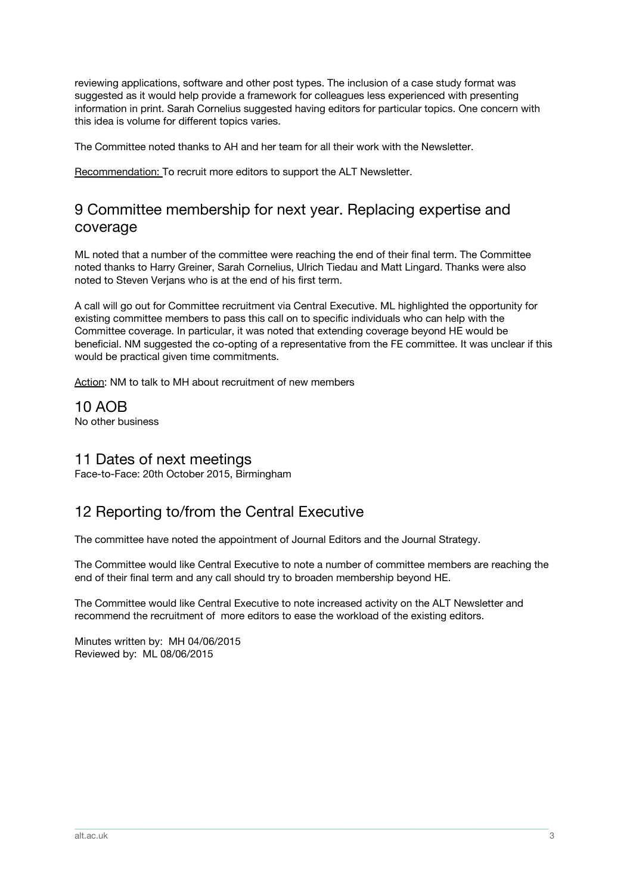reviewing applications, software and other post types. The inclusion of a case study format was suggested as it would help provide a framework for colleagues less experienced with presenting information in print. Sarah Cornelius suggested having editors for particular topics. One concern with this idea is volume for different topics varies.

The Committee noted thanks to AH and her team for all their work with the Newsletter.

Recommendation: To recruit more editors to support the ALT Newsletter.

## 9 Committee membership for next year. Replacing expertise and coverage

ML noted that a number of the committee were reaching the end of their final term. The Committee noted thanks to Harry Greiner, Sarah Cornelius, Ulrich Tiedau and Matt Lingard. Thanks were also noted to Steven Verjans who is at the end of his first term.

A call will go out for Committee recruitment via Central Executive. ML highlighted the opportunity for existing committee members to pass this call on to specific individuals who can help with the Committee coverage. In particular, it was noted that extending coverage beyond HE would be beneficial. NM suggested the co-opting of a representative from the FE committee. It was unclear if this would be practical given time commitments.

Action: NM to talk to MH about recruitment of new members

## 10 AOB

No other business

## 11 Dates of next meetings

Face-to-Face: 20th October 2015, Birmingham

## 12 Reporting to/from the Central Executive

The committee have noted the appointment of Journal Editors and the Journal Strategy.

The Committee would like Central Executive to note a number of committee members are reaching the end of their final term and any call should try to broaden membership beyond HE.

The Committee would like Central Executive to note increased activity on the ALT Newsletter and recommend the recruitment of more editors to ease the workload of the existing editors.

Minutes written by: MH 04/06/2015
Reviewed by: ML 08/06/2015